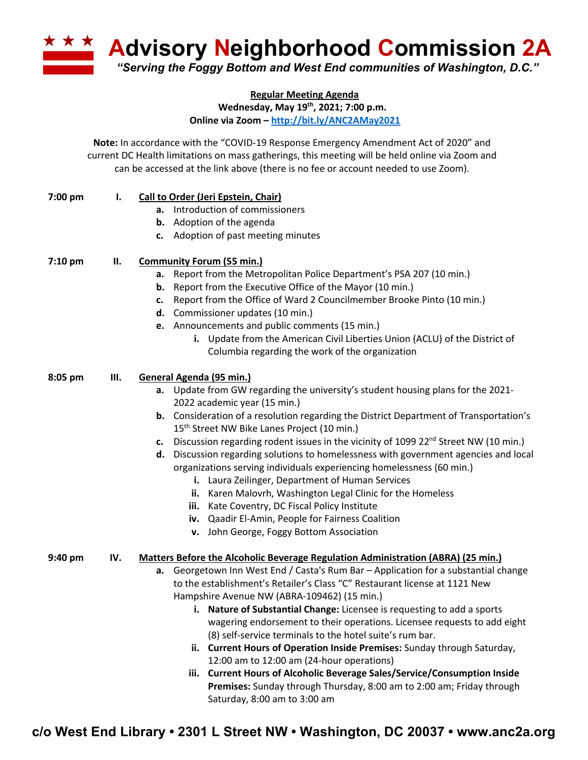# Advisory Neighborhood Commission 2A

*"Serving the Foggy Bottom and West End communities of Washington, D.C."*

**Regular Meeting Agenda**
**Wednesday, May 19th, 2021; 7:00 p.m.**
**Online via Zoom – http://bit.ly/ANC2AMay2021**

**Note:** In accordance with the "COVID-19 Response Emergency Amendment Act of 2020" and current DC Health limitations on mass gatherings, this meeting will be held online via Zoom and can be accessed at the link above (there is no fee or account needed to use Zoom).

**7:00 pm — I. Call to Order (Jeri Epstein, Chair)**

- **a.** Introduction of commissioners
- **b.** Adoption of the agenda
- **c.** Adoption of past meeting minutes

**7:10 pm — II. Community Forum (55 min.)**

- **a.** Report from the Metropolitan Police Department's PSA 207 (10 min.)
- **b.** Report from the Executive Office of the Mayor (10 min.)
- **c.** Report from the Office of Ward 2 Councilmember Brooke Pinto (10 min.)
- **d.** Commissioner updates (10 min.)
- **e.** Announcements and public comments (15 min.)
  - **i.** Update from the American Civil Liberties Union (ACLU) of the District of Columbia regarding the work of the organization

**8:05 pm — III. General Agenda (95 min.)**

- **a.** Update from GW regarding the university's student housing plans for the 2021-2022 academic year (15 min.)
- **b.** Consideration of a resolution regarding the District Department of Transportation's 15th Street NW Bike Lanes Project (10 min.)
- **c.** Discussion regarding rodent issues in the vicinity of 1099 22nd Street NW (10 min.)
- **d.** Discussion regarding solutions to homelessness with government agencies and local organizations serving individuals experiencing homelessness (60 min.)
  - **i.** Laura Zeilinger, Department of Human Services
  - **ii.** Karen Malovrh, Washington Legal Clinic for the Homeless
  - **iii.** Kate Coventry, DC Fiscal Policy Institute
  - **iv.** Qaadir El-Amin, People for Fairness Coalition
  - **v.** John George, Foggy Bottom Association

**9:40 pm — IV. Matters Before the Alcoholic Beverage Regulation Administration (ABRA) (25 min.)**

- **a.** Georgetown Inn West End / Casta's Rum Bar – Application for a substantial change to the establishment's Retailer's Class "C" Restaurant license at 1121 New Hampshire Avenue NW (ABRA-109462) (15 min.)
  - **i. Nature of Substantial Change:** Licensee is requesting to add a sports wagering endorsement to their operations. Licensee requests to add eight (8) self-service terminals to the hotel suite's rum bar.
  - **ii. Current Hours of Operation Inside Premises:** Sunday through Saturday, 12:00 am to 12:00 am (24-hour operations)
  - **iii. Current Hours of Alcoholic Beverage Sales/Service/Consumption Inside Premises:** Sunday through Thursday, 8:00 am to 2:00 am; Friday through Saturday, 8:00 am to 3:00 am

c/o West End Library • 2301 L Street NW • Washington, DC 20037 • www.anc2a.org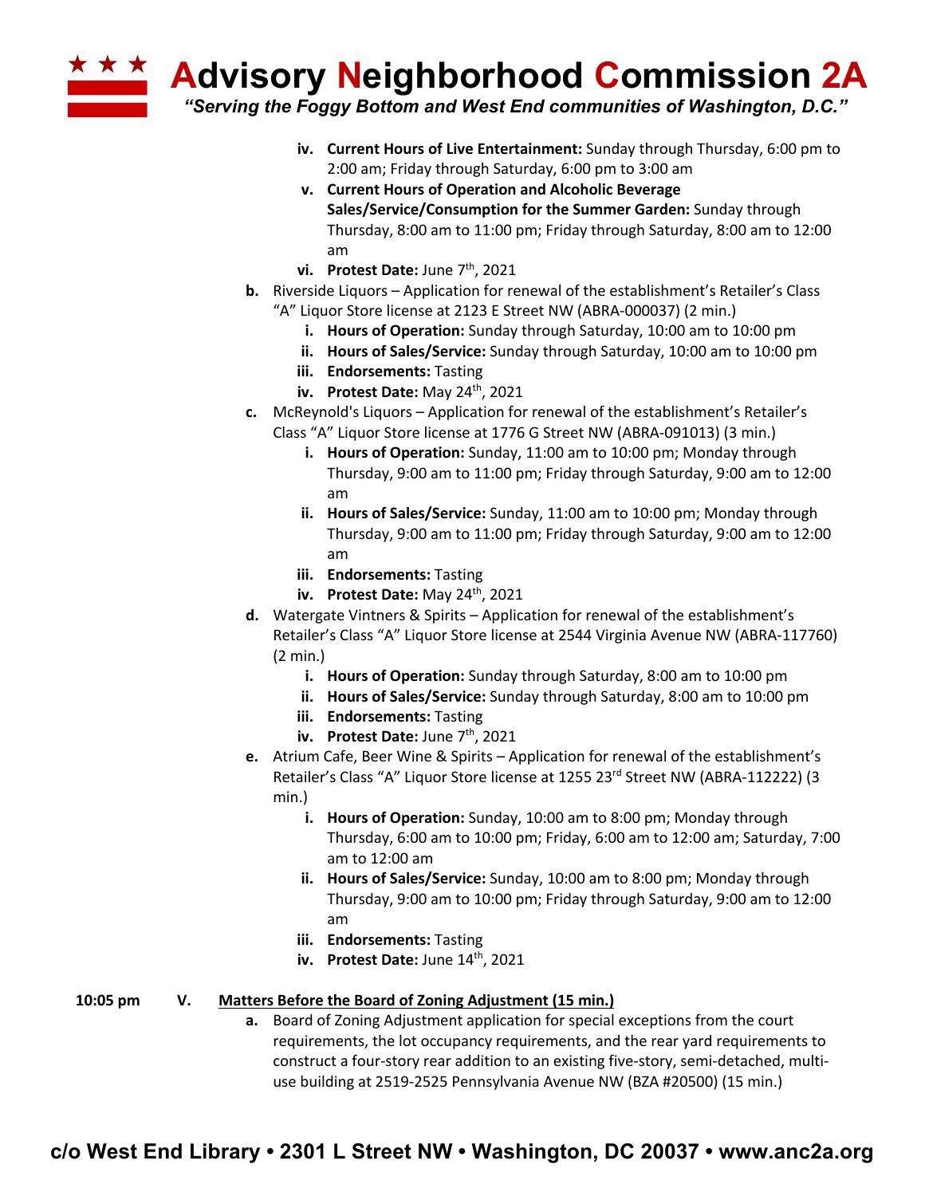iv. **Current Hours of Live Entertainment:** Sunday through Thursday, 6:00 pm to 2:00 am; Friday through Saturday, 6:00 pm to 3:00 am

v. **Current Hours of Operation and Alcoholic Beverage Sales/Service/Consumption for the Summer Garden:** Sunday through Thursday, 8:00 am to 11:00 pm; Friday through Saturday, 8:00 am to 12:00 am

vi. **Protest Date:** June 7th, 2021

**b.** Riverside Liquors – Application for renewal of the establishment's Retailer's Class "A" Liquor Store license at 2123 E Street NW (ABRA-000037) (2 min.)

i. **Hours of Operation:** Sunday through Saturday, 10:00 am to 10:00 pm

ii. **Hours of Sales/Service:** Sunday through Saturday, 10:00 am to 10:00 pm

iii. **Endorsements:** Tasting

iv. **Protest Date:** May 24th, 2021

**c.** McReynold's Liquors – Application for renewal of the establishment's Retailer's Class "A" Liquor Store license at 1776 G Street NW (ABRA-091013) (3 min.)

i. **Hours of Operation:** Sunday, 11:00 am to 10:00 pm; Monday through Thursday, 9:00 am to 11:00 pm; Friday through Saturday, 9:00 am to 12:00 am

ii. **Hours of Sales/Service:** Sunday, 11:00 am to 10:00 pm; Monday through Thursday, 9:00 am to 11:00 pm; Friday through Saturday, 9:00 am to 12:00 am

iii. **Endorsements:** Tasting

iv. **Protest Date:** May 24th, 2021

**d.** Watergate Vintners & Spirits – Application for renewal of the establishment's Retailer's Class "A" Liquor Store license at 2544 Virginia Avenue NW (ABRA-117760) (2 min.)

i. **Hours of Operation:** Sunday through Saturday, 8:00 am to 10:00 pm

ii. **Hours of Sales/Service:** Sunday through Saturday, 8:00 am to 10:00 pm

iii. **Endorsements:** Tasting

iv. **Protest Date:** June 7th, 2021

**e.** Atrium Cafe, Beer Wine & Spirits – Application for renewal of the establishment's Retailer's Class "A" Liquor Store license at 1255 23rd Street NW (ABRA-112222) (3 min.)

i. **Hours of Operation:** Sunday, 10:00 am to 8:00 pm; Monday through Thursday, 6:00 am to 10:00 pm; Friday, 6:00 am to 12:00 am; Saturday, 7:00 am to 12:00 am

ii. **Hours of Sales/Service:** Sunday, 10:00 am to 8:00 pm; Monday through Thursday, 9:00 am to 10:00 pm; Friday through Saturday, 9:00 am to 12:00 am

iii. **Endorsements:** Tasting

iv. **Protest Date:** June 14th, 2021

**10:05 pm** **V. Matters Before the Board of Zoning Adjustment (15 min.)**

**a.** Board of Zoning Adjustment application for special exceptions from the court requirements, the lot occupancy requirements, and the rear yard requirements to construct a four-story rear addition to an existing five-story, semi-detached, multi-use building at 2519-2525 Pennsylvania Avenue NW (BZA #20500) (15 min.)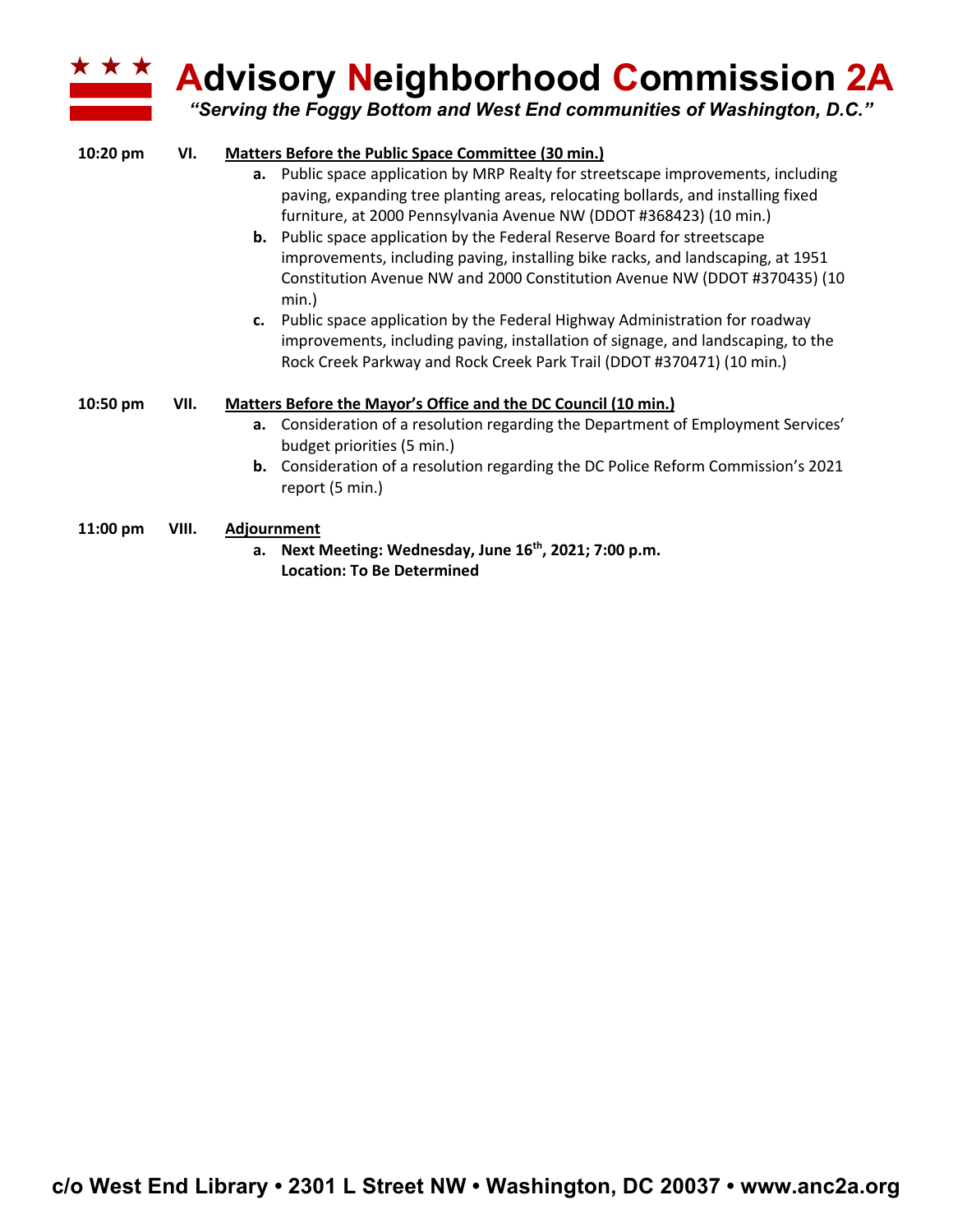# Advisory Neighborhood Commission 2A

*"Serving the Foggy Bottom and West End communities of Washington, D.C."*

**10:20 pm** **VI.** **Matters Before the Public Space Committee (30 min.)**

- **a.** Public space application by MRP Realty for streetscape improvements, including paving, expanding tree planting areas, relocating bollards, and installing fixed furniture, at 2000 Pennsylvania Avenue NW (DDOT #368423) (10 min.)
- **b.** Public space application by the Federal Reserve Board for streetscape improvements, including paving, installing bike racks, and landscaping, at 1951 Constitution Avenue NW and 2000 Constitution Avenue NW (DDOT #370435) (10 min.)
- **c.** Public space application by the Federal Highway Administration for roadway improvements, including paving, installation of signage, and landscaping, to the Rock Creek Parkway and Rock Creek Park Trail (DDOT #370471) (10 min.)

**10:50 pm** **VII.** **Matters Before the Mayor's Office and the DC Council (10 min.)**

- **a.** Consideration of a resolution regarding the Department of Employment Services' budget priorities (5 min.)
- **b.** Consideration of a resolution regarding the DC Police Reform Commission's 2021 report (5 min.)

**11:00 pm** **VIII.** **Adjournment**

- **a.** **Next Meeting: Wednesday, June 16th, 2021; 7:00 p.m.**
  **Location: To Be Determined**

c/o West End Library • 2301 L Street NW • Washington, DC 20037 • www.anc2a.org